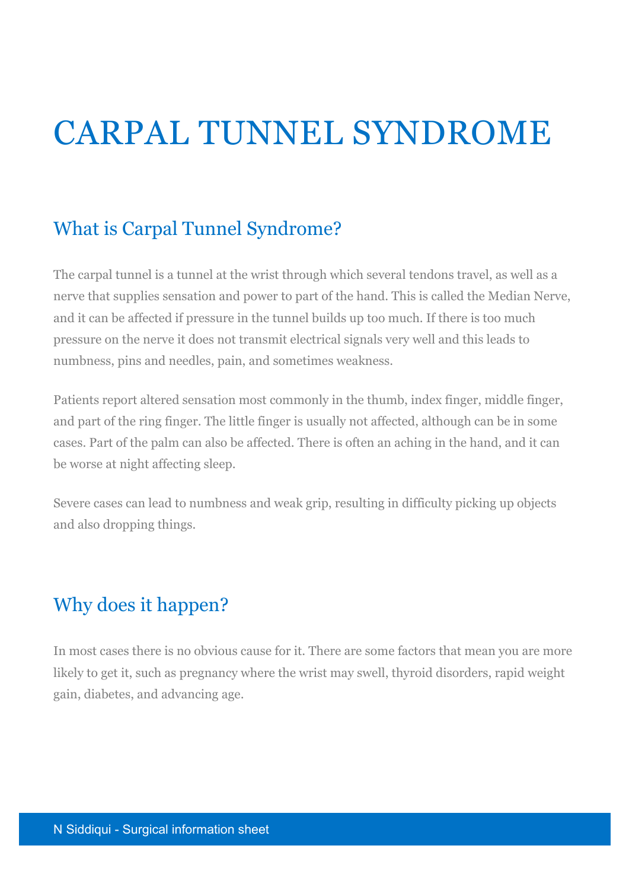# CARPAL TUNNEL SYNDROME

## What is Carpal Tunnel Syndrome?

The carpal tunnel is a tunnel at the wrist through which several tendons travel, as well as a nerve that supplies sensation and power to part of the hand. This is called the Median Nerve, and it can be affected if pressure in the tunnel builds up too much. If there is too much pressure on the nerve it does not transmit electrical signals very well and this leads to numbness, pins and needles, pain, and sometimes weakness.

Patients report altered sensation most commonly in the thumb, index finger, middle finger, and part of the ring finger. The little finger is usually not affected, although can be in some cases. Part of the palm can also be affected. There is often an aching in the hand, and it can be worse at night affecting sleep.

Severe cases can lead to numbness and weak grip, resulting in difficulty picking up objects and also dropping things.

## Why does it happen?

In most cases there is no obvious cause for it. There are some factors that mean you are more likely to get it, such as pregnancy where the wrist may swell, thyroid disorders, rapid weight gain, diabetes, and advancing age.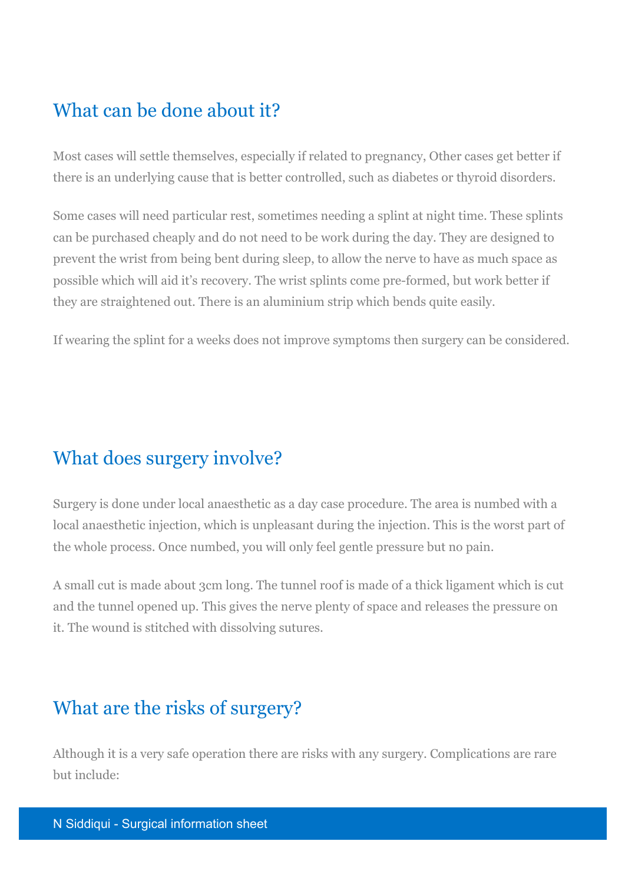## What can be done about it?

Most cases will settle themselves, especially if related to pregnancy, Other cases get better if there is an underlying cause that is better controlled, such as diabetes or thyroid disorders.

Some cases will need particular rest, sometimes needing a splint at night time. These splints can be purchased cheaply and do not need to be work during the day. They are designed to prevent the wrist from being bent during sleep, to allow the nerve to have as much space as possible which will aid it's recovery. The wrist splints come pre-formed, but work better if they are straightened out. There is an aluminium strip which bends quite easily.

If wearing the splint for a weeks does not improve symptoms then surgery can be considered.

## What does surgery involve?

Surgery is done under local anaesthetic as a day case procedure. The area is numbed with a local anaesthetic injection, which is unpleasant during the injection. This is the worst part of the whole process. Once numbed, you will only feel gentle pressure but no pain.

A small cut is made about 3cm long. The tunnel roof is made of a thick ligament which is cut and the tunnel opened up. This gives the nerve plenty of space and releases the pressure on it. The wound is stitched with dissolving sutures.

## What are the risks of surgery?

Although it is a very safe operation there are risks with any surgery. Complications are rare but include: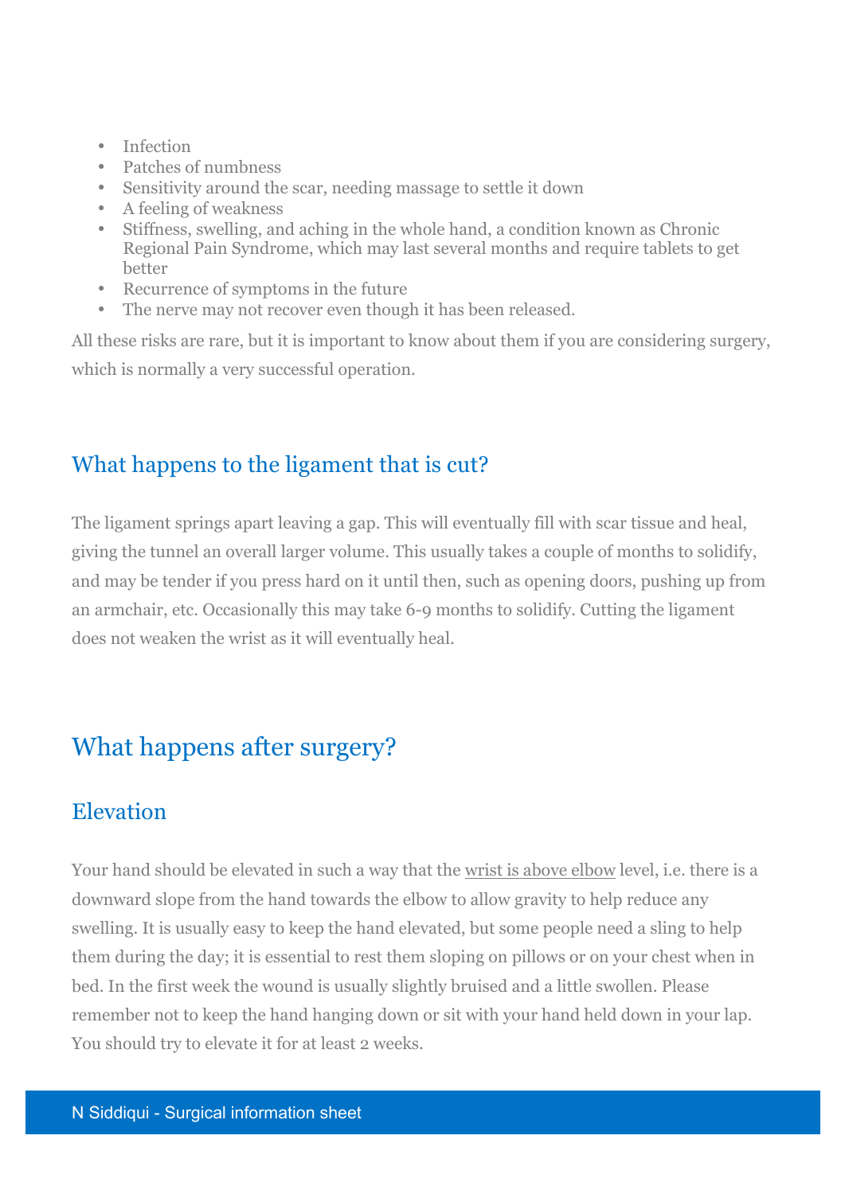- Infection
- Patches of numbness
- Sensitivity around the scar, needing massage to settle it down
- A feeling of weakness
- Stiffness, swelling, and aching in the whole hand, a condition known as Chronic Regional Pain Syndrome, which may last several months and require tablets to get better
- Recurrence of symptoms in the future
- The nerve may not recover even though it has been released.

All these risks are rare, but it is important to know about them if you are considering surgery, which is normally a very successful operation.

## What happens to the ligament that is cut?

The ligament springs apart leaving a gap. This will eventually fill with scar tissue and heal, giving the tunnel an overall larger volume. This usually takes a couple of months to solidify, and may be tender if you press hard on it until then, such as opening doors, pushing up from an armchair, etc. Occasionally this may take 6-9 months to solidify. Cutting the ligament does not weaken the wrist as it will eventually heal.

# What happens after surgery?

## Elevation

Your hand should be elevated in such a way that the wrist is above elbow level, i.e. there is a downward slope from the hand towards the elbow to allow gravity to help reduce any swelling. It is usually easy to keep the hand elevated, but some people need a sling to help them during the day; it is essential to rest them sloping on pillows or on your chest when in bed. In the first week the wound is usually slightly bruised and a little swollen. Please remember not to keep the hand hanging down or sit with your hand held down in your lap. You should try to elevate it for at least 2 weeks.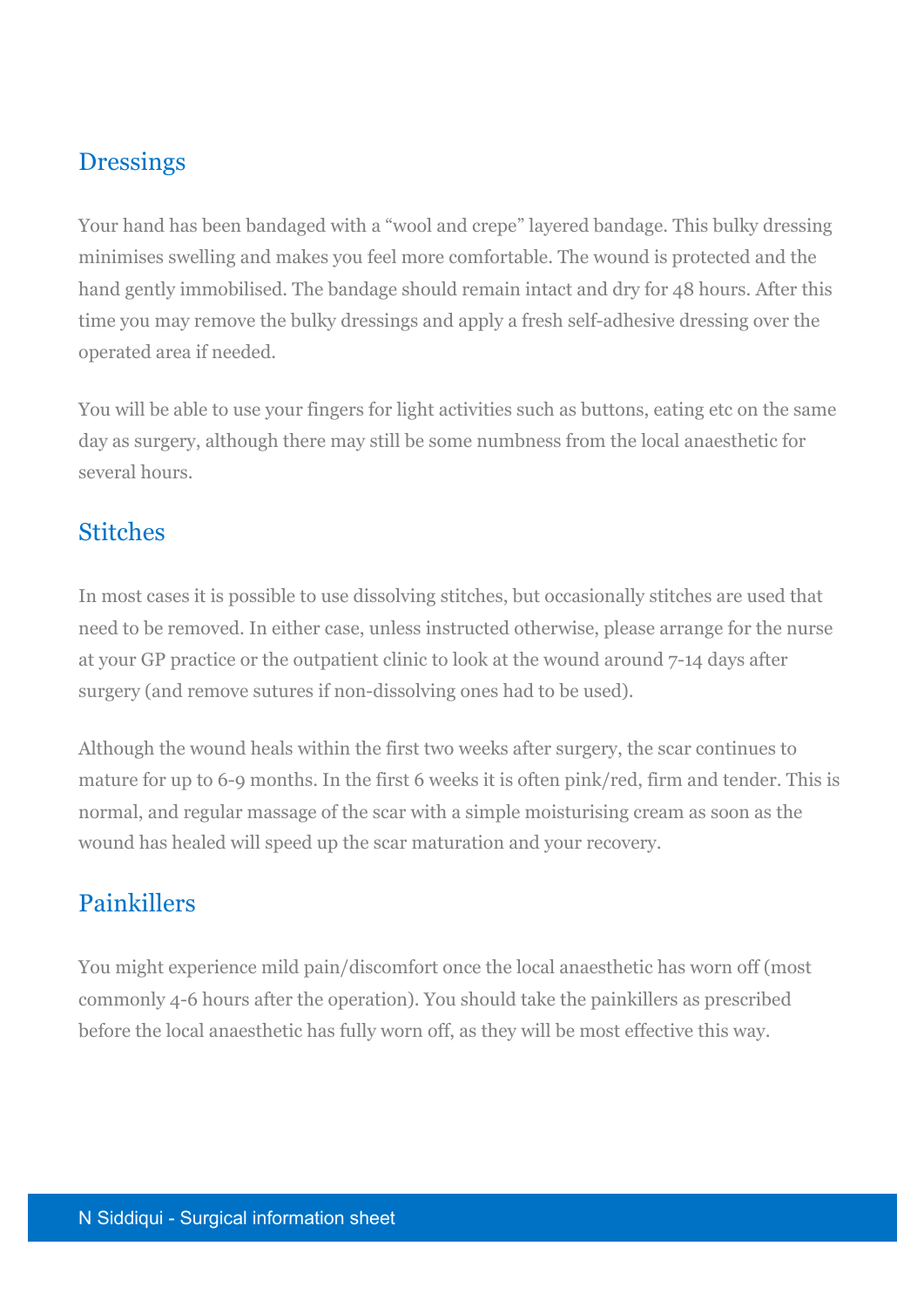## Dressings

Your hand has been bandaged with a "wool and crepe" layered bandage. This bulky dressing minimises swelling and makes you feel more comfortable. The wound is protected and the hand gently immobilised. The bandage should remain intact and dry for 48 hours. After this time you may remove the bulky dressings and apply a fresh self-adhesive dressing over the operated area if needed.

You will be able to use your fingers for light activities such as buttons, eating etc on the same day as surgery, although there may still be some numbness from the local anaesthetic for several hours.

## Stitches

In most cases it is possible to use dissolving stitches, but occasionally stitches are used that need to be removed. In either case, unless instructed otherwise, please arrange for the nurse at your GP practice or the outpatient clinic to look at the wound around 7-14 days after surgery (and remove sutures if non-dissolving ones had to be used).

Although the wound heals within the first two weeks after surgery, the scar continues to mature for up to 6-9 months. In the first 6 weeks it is often pink/red, firm and tender. This is normal, and regular massage of the scar with a simple moisturising cream as soon as the wound has healed will speed up the scar maturation and your recovery.

## Painkillers

You might experience mild pain/discomfort once the local anaesthetic has worn off (most commonly 4-6 hours after the operation). You should take the painkillers as prescribed before the local anaesthetic has fully worn off, as they will be most effective this way.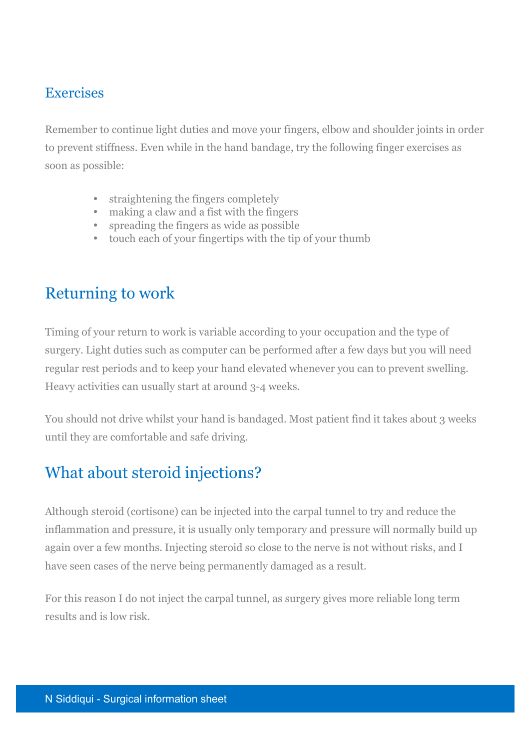### Exercises

Remember to continue light duties and move your fingers, elbow and shoulder joints in order to prevent stiffness. Even while in the hand bandage, try the following finger exercises as soon as possible:

- straightening the fingers completely
- making a claw and a fist with the fingers
- spreading the fingers as wide as possible
- touch each of your fingertips with the tip of your thumb

## Returning to work

Timing of your return to work is variable according to your occupation and the type of surgery. Light duties such as computer can be performed after a few days but you will need regular rest periods and to keep your hand elevated whenever you can to prevent swelling. Heavy activities can usually start at around 3-4 weeks.

You should not drive whilst your hand is bandaged. Most patient find it takes about 3 weeks until they are comfortable and safe driving.

## What about steroid injections?

Although steroid (cortisone) can be injected into the carpal tunnel to try and reduce the inflammation and pressure, it is usually only temporary and pressure will normally build up again over a few months. Injecting steroid so close to the nerve is not without risks, and I have seen cases of the nerve being permanently damaged as a result.

For this reason I do not inject the carpal tunnel, as surgery gives more reliable long term results and is low risk.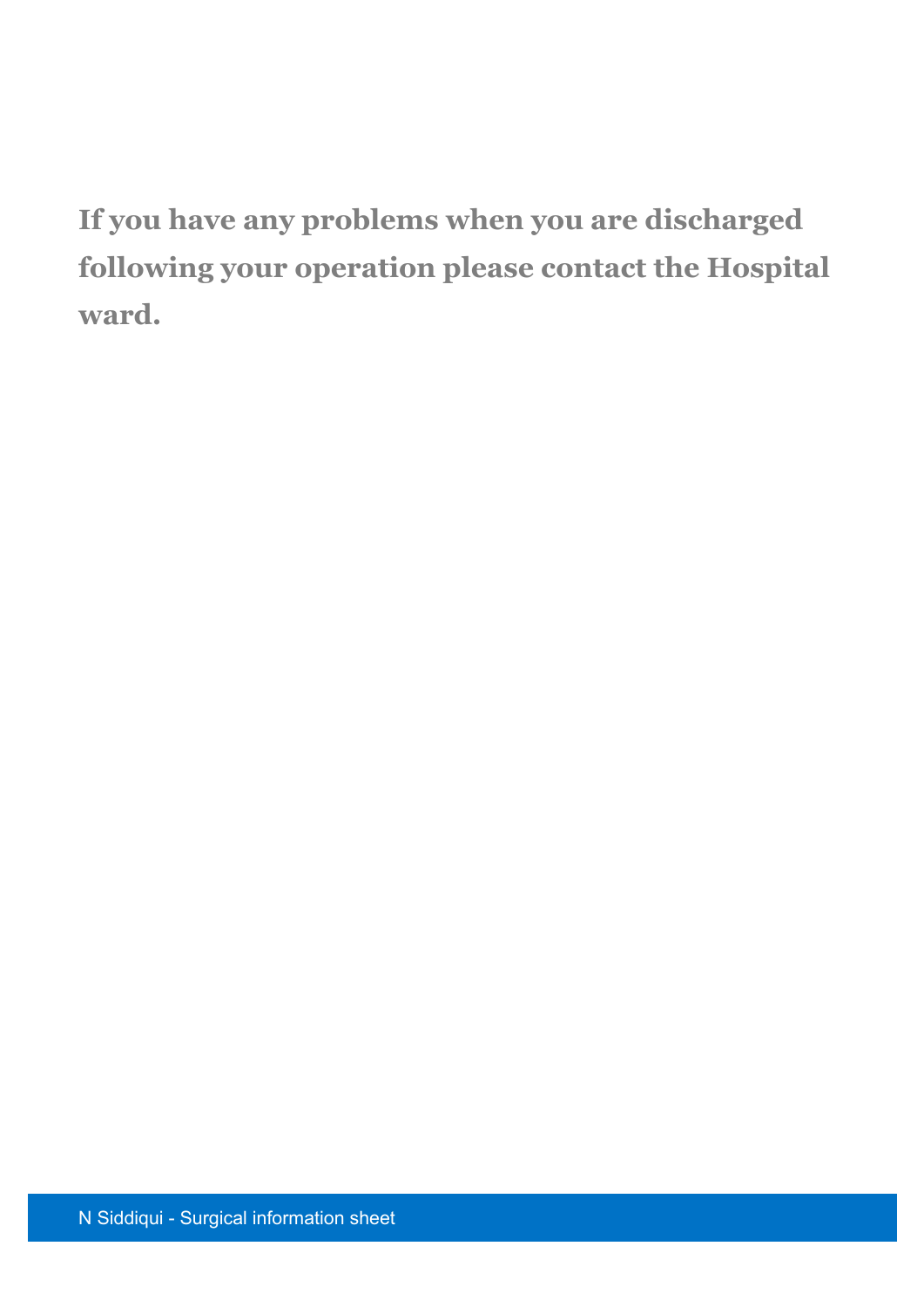**If you have any problems when you are discharged following your operation please contact the Hospital ward.**